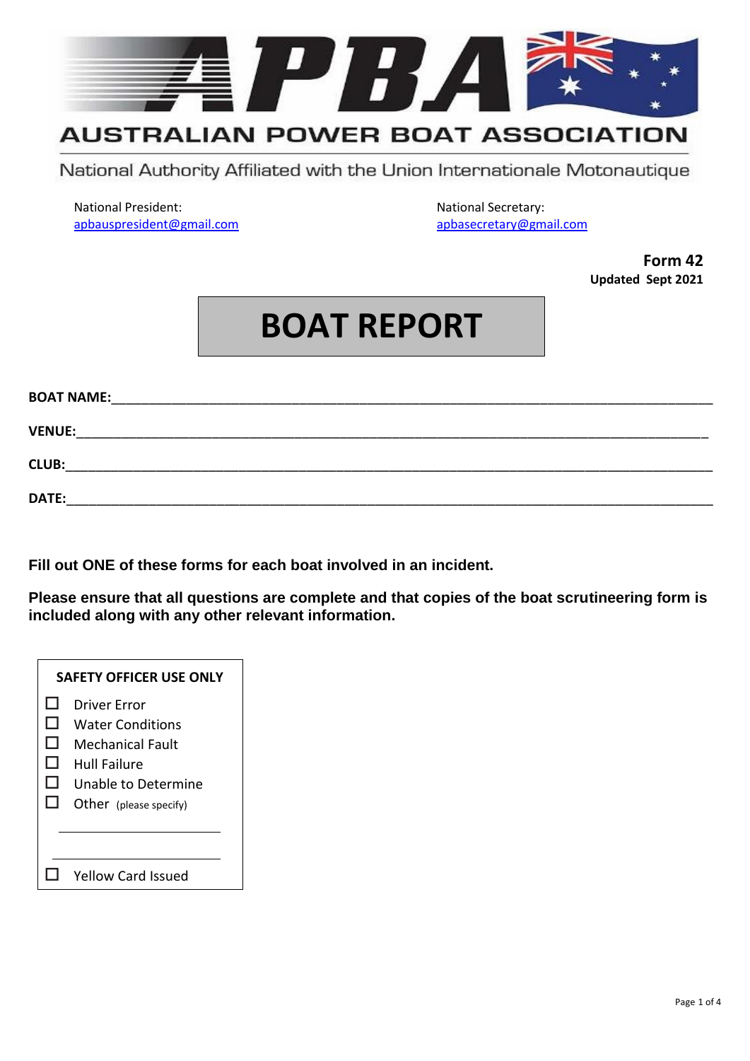# APBA

## AUSTRALIAN POWER BOAT ASSOCIATION

National Authority Affiliated with the Union Internationale Motonautique

National President:
apbauspresident@gmail.com

National Secretary:
apbasecretary@gmail.com

**Form 42**
**Updated Sept 2021**

# BOAT REPORT

**BOAT NAME:**______________________________________________________________________

**VENUE:**__________________________________________________________________________

**CLUB:**___________________________________________________________________________

**DATE:**___________________________________________________________________________

**Fill out ONE of these forms for each boat involved in an incident.**

**Please ensure that all questions are complete and that copies of the boat scrutineering form is included along with any other relevant information.**

**SAFETY OFFICER USE ONLY**

- ☐ Driver Error
- ☐ Water Conditions
- ☐ Mechanical Fault
- ☐ Hull Failure
- ☐ Unable to Determine
- ☐ Other (please specify)

______________________________

______________________________

- ☐ Yellow Card Issued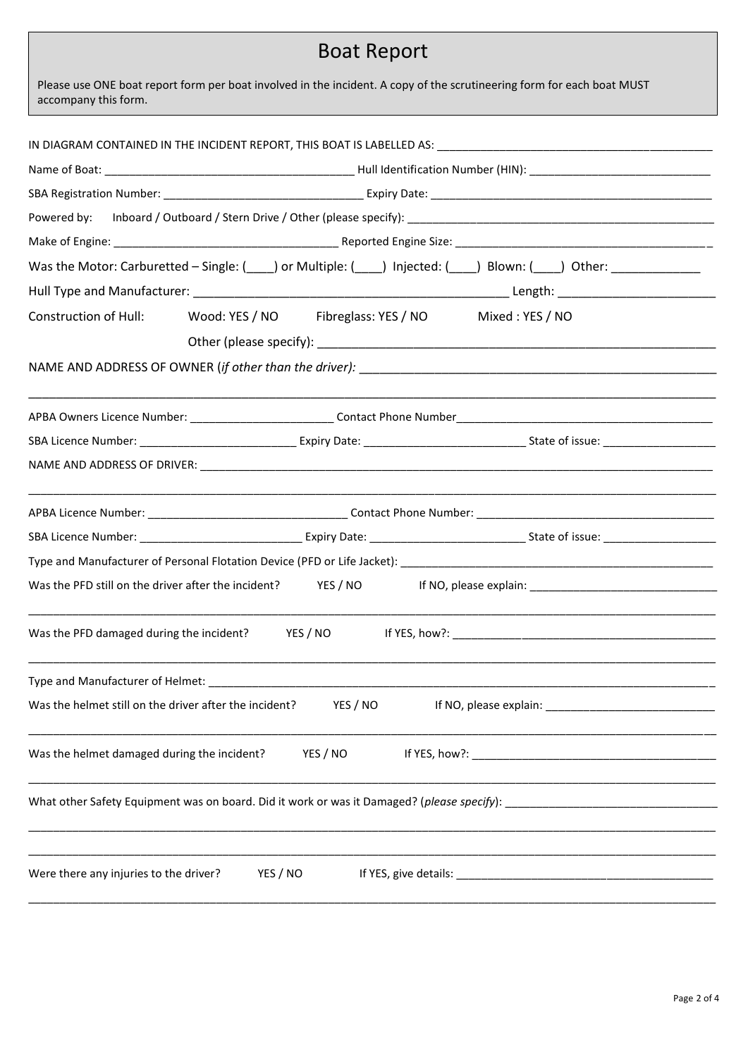# Boat Report

Please use ONE boat report form per boat involved in the incident. A copy of the scrutineering form for each boat MUST accompany this form.

IN DIAGRAM CONTAINED IN THE INCIDENT REPORT, THIS BOAT IS LABELLED AS: _______________________________________________

Name of Boat: ________________________________________ Hull Identification Number (HIN): ______________________________

SBA Registration Number: ________________________________ Expiry Date: ______________________________________________

Powered by: Inboard / Outboard / Stern Drive / Other (please specify): ___________________________________________________

Make of Engine: ____________________________________ Reported Engine Size: __________________________________________

Was the Motor: Carburetted – Single: (____) or Multiple: (____) Injected: (____) Blown: (____) Other: _____________

Hull Type and Manufacturer: ________________________________________________ Length: _________________________

Construction of Hull: Wood: YES / NO Fibreglass: YES / NO Mixed : YES / NO

Other (please specify): ______________________________________________________________

NAME AND ADDRESS OF OWNER (*if other than the driver):* ______________________________________________________

_____________________________________________________________________________________________________

APBA Owners Licence Number: _______________________ Contact Phone Number_________________________________________

SBA Licence Number: _________________________ Expiry Date: __________________________ State of issue: __________________

NAME AND ADDRESS OF DRIVER: ______________________________________________________________________________

_____________________________________________________________________________________________________

APBA Licence Number: ________________________________ Contact Phone Number: ______________________________________

SBA Licence Number: __________________________ Expiry Date: _________________________ State of issue: __________________

Type and Manufacturer of Personal Flotation Device (PFD or Life Jacket): ____________________________________________________

Was the PFD still on the driver after the incident? YES / NO If NO, please explain: ______________________________

_____________________________________________________________________________________________________

Was the PFD damaged during the incident? YES / NO If YES, how?: ___________________________________________

_____________________________________________________________________________________________________

Type and Manufacturer of Helmet: ___________________________________________________________________________

Was the helmet still on the driver after the incident? YES / NO If NO, please explain: ___________________________

_____________________________________________________________________________________________________

Was the helmet damaged during the incident? YES / NO If YES, how?: ______________________________________

_____________________________________________________________________________________________________

What other Safety Equipment was on board. Did it work or was it Damaged? (*please specify*): _________________________________

_____________________________________________________________________________________________________

_____________________________________________________________________________________________________

Were there any injuries to the driver? YES / NO If YES, give details: __________________________________________

_____________________________________________________________________________________________________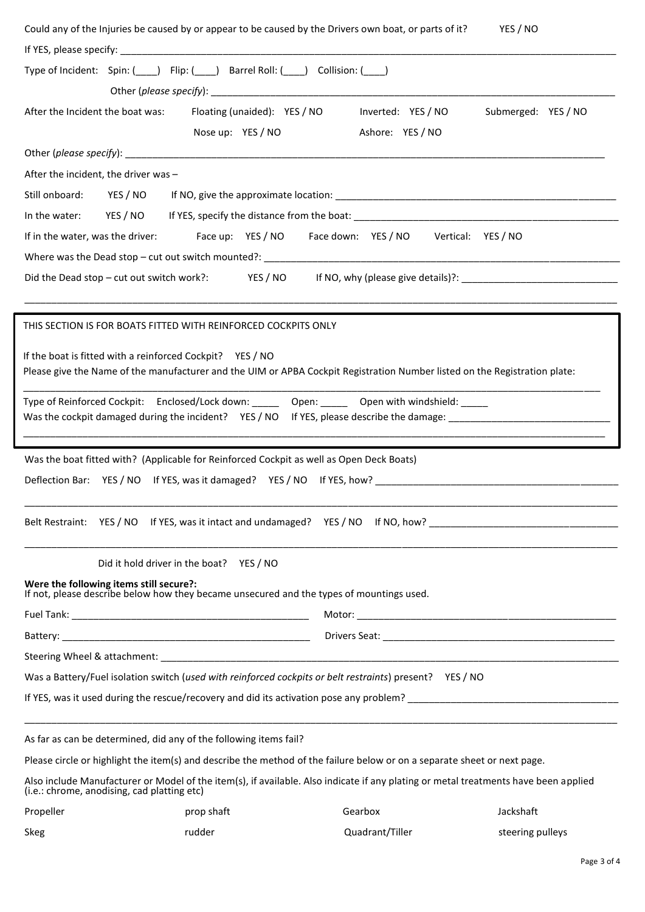Could any of the Injuries be caused by or appear to be caused by the Drivers own boat, or parts of it? YES / NO

If YES, please specify: ____________________________________________

Type of Incident: Spin: (____) Flip: (____) Barrel Roll: (____) Collision: (____)

Other (*please specify*): ____________________________________________

After the Incident the boat was: Floating (unaided): YES / NO Inverted: YES / NO Submerged: YES / NO

Nose up: YES / NO Ashore: YES / NO

Other (*please specify*): ____________________________________________

After the incident, the driver was –

Still onboard: YES / NO If NO, give the approximate location: ____________________________________________

In the water: YES / NO If YES, specify the distance from the boat: ____________________________________________

If in the water, was the driver: Face up: YES / NO Face down: YES / NO Vertical: YES / NO

Where was the Dead stop – cut out switch mounted?: ____________________________________________

Did the Dead stop – cut out switch work?: YES / NO If NO, why (please give details)?: ____________________________________________

____________________________________________

THIS SECTION IS FOR BOATS FITTED WITH REINFORCED COCKPITS ONLY

If the boat is fitted with a reinforced Cockpit? YES / NO

Please give the Name of the manufacturer and the UIM or APBA Cockpit Registration Number listed on the Registration plate:

____________________________________________

Type of Reinforced Cockpit: Enclosed/Lock down: _____ Open: _____ Open with windshield: _____

Was the cockpit damaged during the incident? YES / NO If YES, please describe the damage: ____________________________________________

____________________________________________

Was the boat fitted with? (Applicable for Reinforced Cockpit as well as Open Deck Boats)

Deflection Bar: YES / NO If YES, was it damaged? YES / NO If YES, how? ____________________________________________

____________________________________________

Belt Restraint: YES / NO If YES, was it intact and undamaged? YES / NO If NO, how? ____________________________________________

____________________________________________

Did it hold driver in the boat? YES / NO

**Were the following items still secure?:**
If not, please describe below how they became unsecured and the types of mountings used.

Fuel Tank: ____________________________________________ Motor: ____________________________________________

Battery: ____________________________________________ Drivers Seat: ____________________________________________

Steering Wheel & attachment: ____________________________________________

Was a Battery/Fuel isolation switch (*used with reinforced cockpits or belt restraints*) present? YES / NO

If YES, was it used during the rescue/recovery and did its activation pose any problem? ____________________________________________

____________________________________________

As far as can be determined, did any of the following items fail?

Please circle or highlight the item(s) and describe the method of the failure below or on a separate sheet or next page.

Also include Manufacturer or Model of the item(s), if available. Also indicate if any plating or metal treatments have been applied (i.e.: chrome, anodising, cad platting etc)

| | | | |
|---|---|---|---|
| Propeller | prop shaft | Gearbox | Jackshaft |
| Skeg | rudder | Quadrant/Tiller | steering pulleys |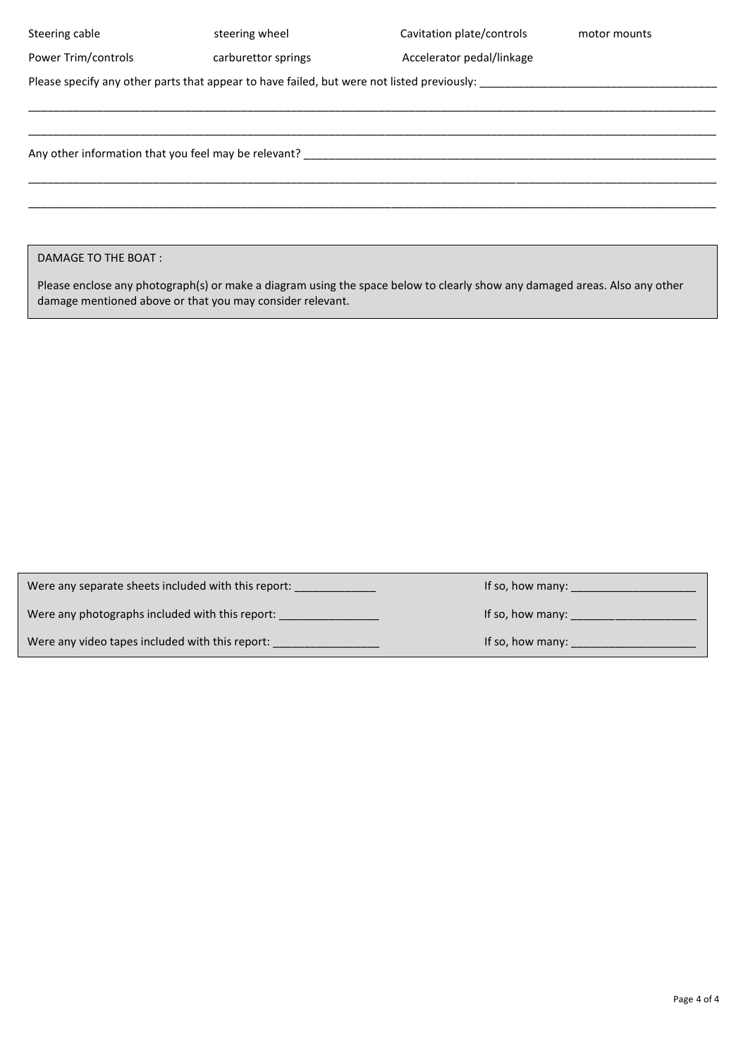| | | | |
|---|---|---|---|
| Steering cable | steering wheel | Cavitation plate/controls | motor mounts |
| Power Trim/controls | carburettor springs | Accelerator pedal/linkage | |

Please specify any other parts that appear to have failed, but were not listed previously: ____________________________________

______________________________________________________________________________________________________________

______________________________________________________________________________________________________________

Any other information that you feel may be relevant? ____________________________________________________________________

______________________________________________________________________________________________________________

______________________________________________________________________________________________________________

DAMAGE TO THE BOAT :

Please enclose any photograph(s) or make a diagram using the space below to clearly show any damaged areas. Also any other damage mentioned above or that you may consider relevant.

Were any separate sheets included with this report: _____________ If so, how many: ____________________

Were any photographs included with this report: ________________ If so, how many: ____________________

Were any video tapes included with this report: _________________ If so, how many: ____________________